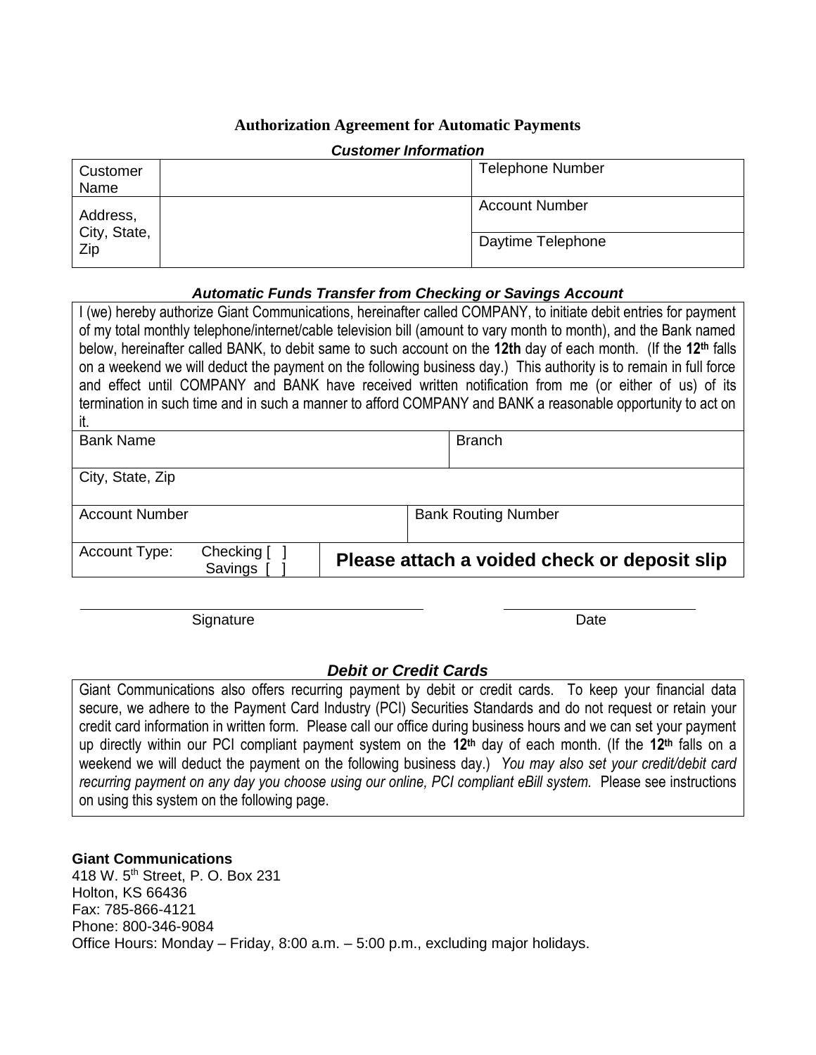# Authorization Agreement for Automatic Payments

***Customer Information***

| Customer Name | | Telephone Number |
|---|---|---|
| Address, City, State, Zip | | Account Number |
| | | Daytime Telephone |

***Automatic Funds Transfer from Checking or Savings Account***

I (we) hereby authorize Giant Communications, hereinafter called COMPANY, to initiate debit entries for payment of my total monthly telephone/internet/cable television bill (amount to vary month to month), and the Bank named below, hereinafter called BANK, to debit same to such account on the **12th** day of each month. (If the **12th** falls on a weekend we will deduct the payment on the following business day.) This authority is to remain in full force and effect until COMPANY and BANK have received written notification from me (or either of us) of its termination in such time and in such a manner to afford COMPANY and BANK a reasonable opportunity to act on it.

| Bank Name | Branch |
|---|---|
| City, State, Zip | |
| Account Number | Bank Routing Number |
| Account Type: Checking [ ] Savings [ ] | **Please attach a voided check or deposit slip** |

Signature ______________________ Date ______________

***Debit or Credit Cards***

Giant Communications also offers recurring payment by debit or credit cards. To keep your financial data secure, we adhere to the Payment Card Industry (PCI) Securities Standards and do not request or retain your credit card information in written form. Please call our office during business hours and we can set your payment up directly within our PCI compliant payment system on the **12th** day of each month. (If the **12th** falls on a weekend we will deduct the payment on the following business day.) *You may also set your credit/debit card recurring payment on any day you choose using our online, PCI compliant eBill system.* Please see instructions on using this system on the following page.

**Giant Communications**
418 W. 5th Street, P. O. Box 231
Holton, KS 66436
Fax: 785-866-4121
Phone: 800-346-9084
Office Hours: Monday – Friday, 8:00 a.m. – 5:00 p.m., excluding major holidays.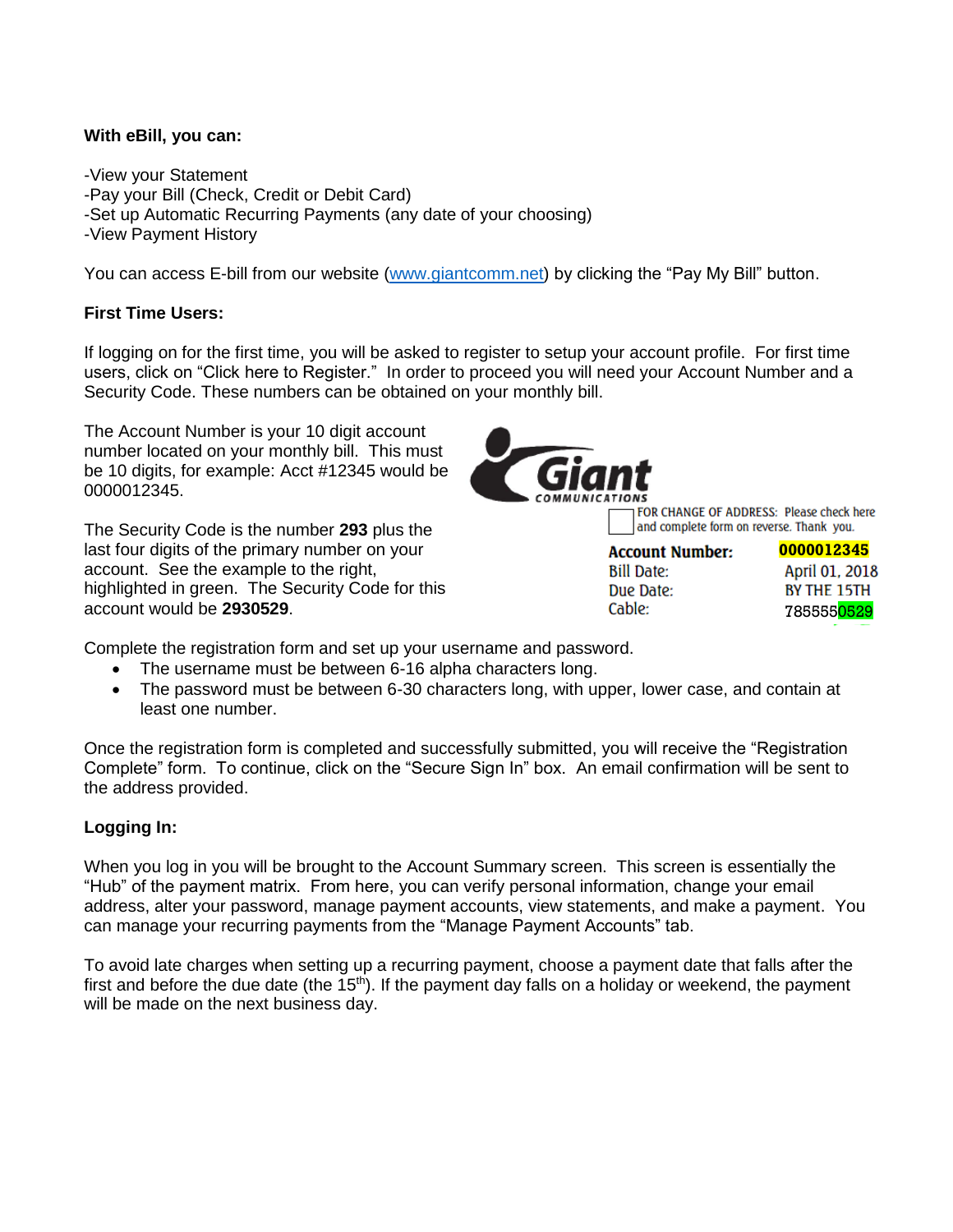**With eBill, you can:**

-View your Statement
-Pay your Bill (Check, Credit or Debit Card)
-Set up Automatic Recurring Payments (any date of your choosing)
-View Payment History

You can access E-bill from our website (www.giantcomm.net) by clicking the "Pay My Bill" button.

**First Time Users:**

If logging on for the first time, you will be asked to register to setup your account profile. For first time users, click on "Click here to Register." In order to proceed you will need your Account Number and a Security Code. These numbers can be obtained on your monthly bill.

The Account Number is your 10 digit account number located on your monthly bill. This must be 10 digits, for example: Acct #12345 would be 0000012345.

The Security Code is the number **293** plus the last four digits of the primary number on your account. See the example to the right, highlighted in green. The Security Code for this account would be **2930529**.

Giant COMMUNICATIONS

FOR CHANGE OF ADDRESS: Please check here and complete form on reverse. Thank you.

| | |
|---|---|
| **Account Number:** | **0000012345** |
| Bill Date: | April 01, 2018 |
| Due Date: | BY THE 15TH |
| Cable: | 7855550529 |

Complete the registration form and set up your username and password.

- The username must be between 6-16 alpha characters long.
- The password must be between 6-30 characters long, with upper, lower case, and contain at least one number.

Once the registration form is completed and successfully submitted, you will receive the "Registration Complete" form. To continue, click on the "Secure Sign In" box. An email confirmation will be sent to the address provided.

**Logging In:**

When you log in you will be brought to the Account Summary screen. This screen is essentially the "Hub" of the payment matrix. From here, you can verify personal information, change your email address, alter your password, manage payment accounts, view statements, and make a payment. You can manage your recurring payments from the "Manage Payment Accounts" tab.

To avoid late charges when setting up a recurring payment, choose a payment date that falls after the first and before the due date (the 15th). If the payment day falls on a holiday or weekend, the payment will be made on the next business day.